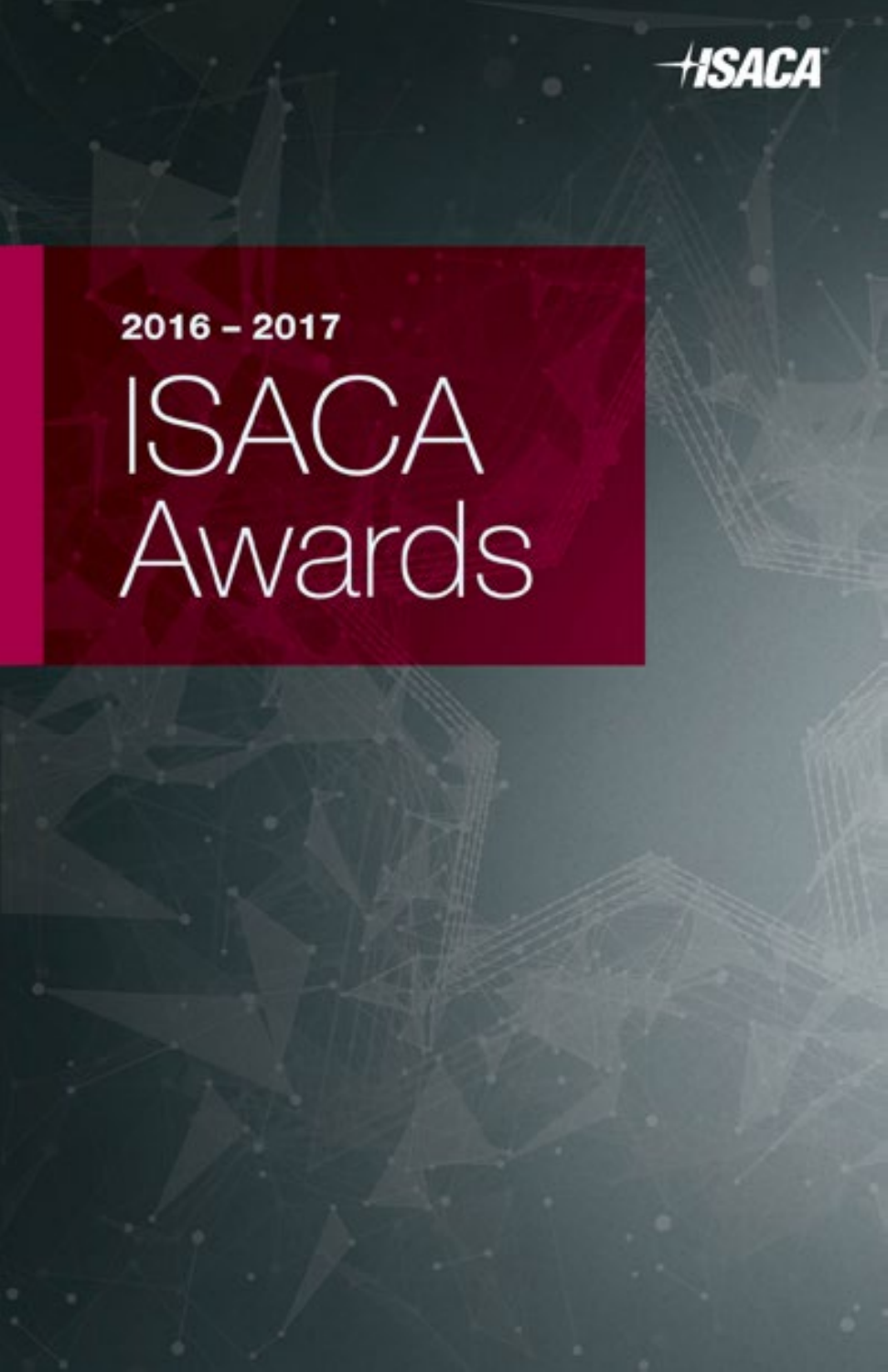ISACA

2016 – 2017

# ISACA Awards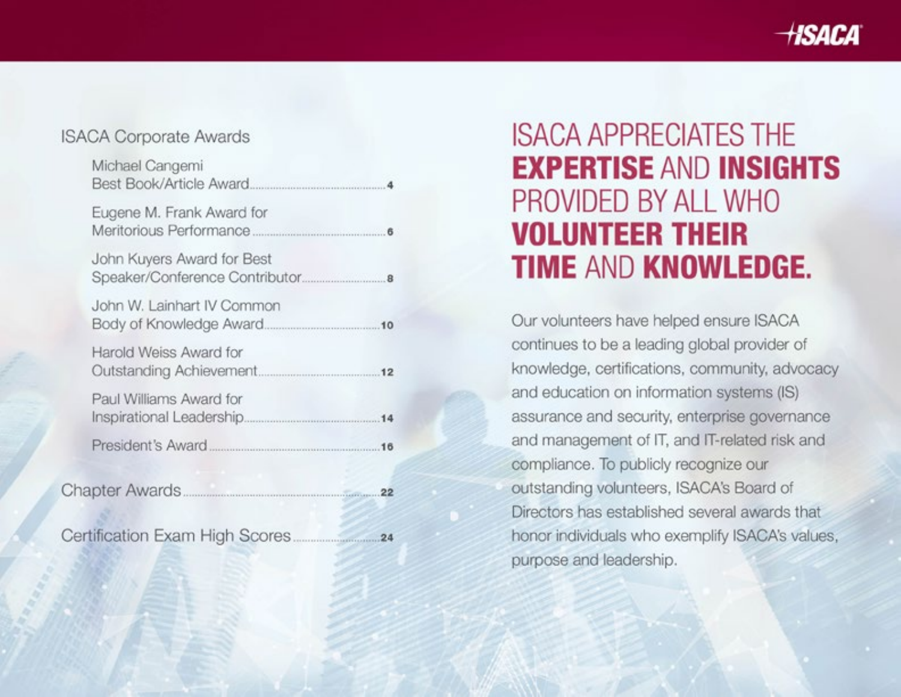## ISACA Corporate Awards

- Michael Cangemi Best Book/Article Award ..... 4
- Eugene M. Frank Award for Meritorious Performance ..... 6
- John Kuyers Award for Best Speaker/Conference Contributor ..... 8
- John W. Lainhart IV Common Body of Knowledge Award ..... 10
- Harold Weiss Award for Outstanding Achievement ..... 12
- Paul Williams Award for Inspirational Leadership ..... 14
- President's Award ..... 16

## Chapter Awards ..... 22

## Certification Exam High Scores ..... 24

# ISACA APPRECIATES THE **EXPERTISE** AND **INSIGHTS** PROVIDED BY ALL WHO **VOLUNTEER THEIR TIME** AND **KNOWLEDGE.**

Our volunteers have helped ensure ISACA continues to be a leading global provider of knowledge, certifications, community, advocacy and education on information systems (IS) assurance and security, enterprise governance and management of IT, and IT-related risk and compliance. To publicly recognize our outstanding volunteers, ISACA's Board of Directors has established several awards that honor individuals who exemplify ISACA's values, purpose and leadership.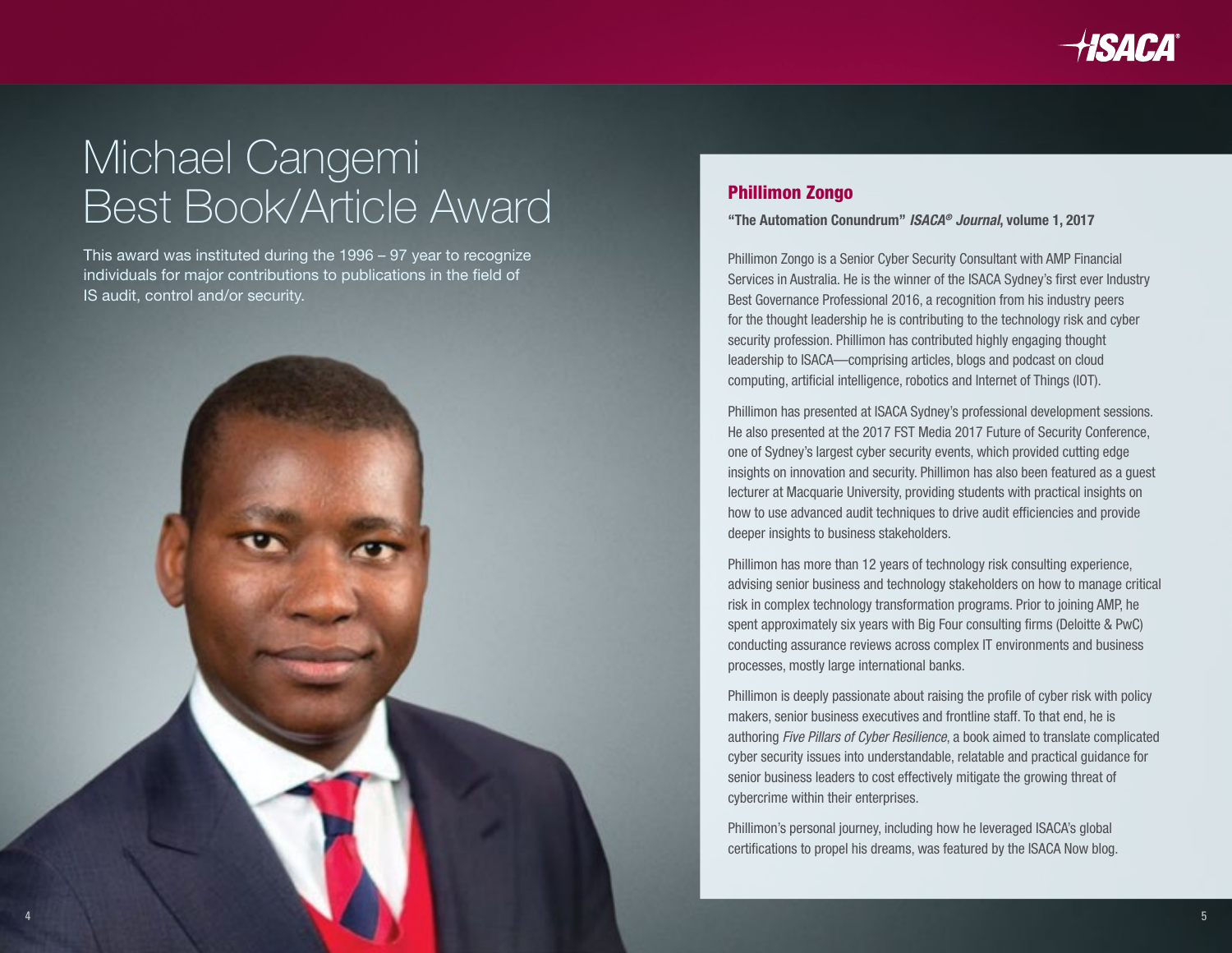# Michael Cangemi Best Book/Article Award

This award was instituted during the 1996 – 97 year to recognize individuals for major contributions to publications in the field of IS audit, control and/or security.

## Phillimon Zongo

**"The Automation Conundrum" *ISACA® Journal*, volume 1, 2017**

Phillimon Zongo is a Senior Cyber Security Consultant with AMP Financial Services in Australia. He is the winner of the ISACA Sydney's first ever Industry Best Governance Professional 2016, a recognition from his industry peers for the thought leadership he is contributing to the technology risk and cyber security profession. Phillimon has contributed highly engaging thought leadership to ISACA—comprising articles, blogs and podcast on cloud computing, artificial intelligence, robotics and Internet of Things (IOT).

Phillimon has presented at ISACA Sydney's professional development sessions. He also presented at the 2017 FST Media 2017 Future of Security Conference, one of Sydney's largest cyber security events, which provided cutting edge insights on innovation and security. Phillimon has also been featured as a guest lecturer at Macquarie University, providing students with practical insights on how to use advanced audit techniques to drive audit efficiencies and provide deeper insights to business stakeholders.

Phillimon has more than 12 years of technology risk consulting experience, advising senior business and technology stakeholders on how to manage critical risk in complex technology transformation programs. Prior to joining AMP, he spent approximately six years with Big Four consulting firms (Deloitte & PwC) conducting assurance reviews across complex IT environments and business processes, mostly large international banks.

Phillimon is deeply passionate about raising the profile of cyber risk with policy makers, senior business executives and frontline staff. To that end, he is authoring *Five Pillars of Cyber Resilience*, a book aimed to translate complicated cyber security issues into understandable, relatable and practical guidance for senior business leaders to cost effectively mitigate the growing threat of cybercrime within their enterprises.

Phillimon's personal journey, including how he leveraged ISACA's global certifications to propel his dreams, was featured by the ISACA Now blog.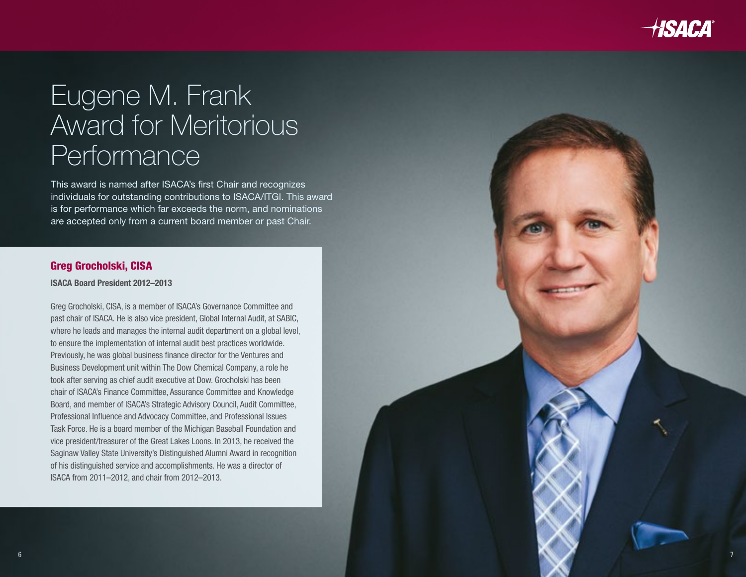# Eugene M. Frank Award for Meritorious Performance

This award is named after ISACA's first Chair and recognizes individuals for outstanding contributions to ISACA/ITGI. This award is for performance which far exceeds the norm, and nominations are accepted only from a current board member or past Chair.

## Greg Grocholski, CISA

**ISACA Board President 2012–2013**

Greg Grocholski, CISA, is a member of ISACA's Governance Committee and past chair of ISACA. He is also vice president, Global Internal Audit, at SABIC, where he leads and manages the internal audit department on a global level, to ensure the implementation of internal audit best practices worldwide. Previously, he was global business finance director for the Ventures and Business Development unit within The Dow Chemical Company, a role he took after serving as chief audit executive at Dow. Grocholski has been chair of ISACA's Finance Committee, Assurance Committee and Knowledge Board, and member of ISACA's Strategic Advisory Council, Audit Committee, Professional Influence and Advocacy Committee, and Professional Issues Task Force. He is a board member of the Michigan Baseball Foundation and vice president/treasurer of the Great Lakes Loons. In 2013, he received the Saginaw Valley State University's Distinguished Alumni Award in recognition of his distinguished service and accomplishments. He was a director of ISACA from 2011–2012, and chair from 2012–2013.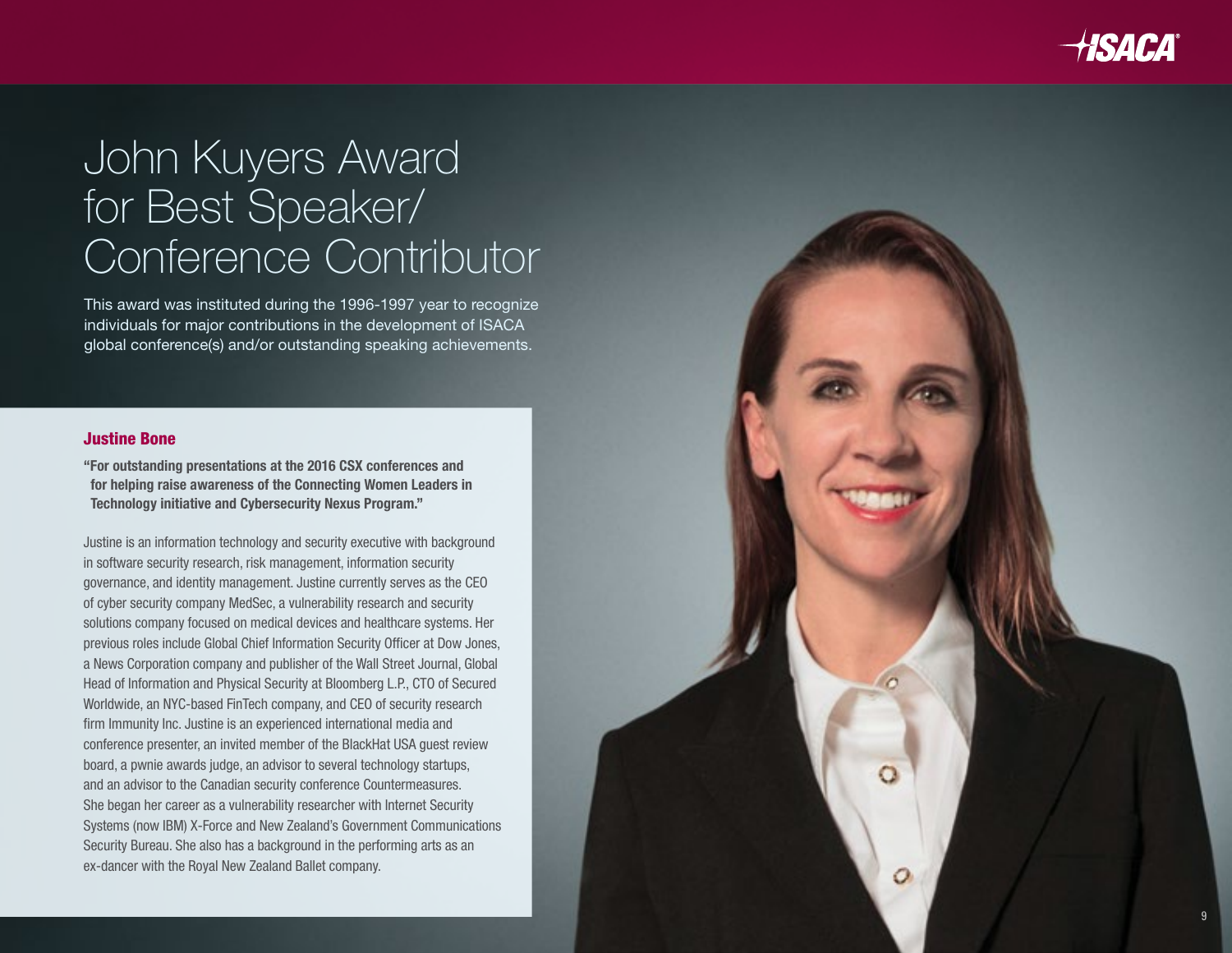# John Kuyers Award for Best Speaker/ Conference Contributor

This award was instituted during the 1996-1997 year to recognize individuals for major contributions in the development of ISACA global conference(s) and/or outstanding speaking achievements.

## Justine Bone

**"For outstanding presentations at the 2016 CSX conferences and for helping raise awareness of the Connecting Women Leaders in Technology initiative and Cybersecurity Nexus Program."**

Justine is an information technology and security executive with background in software security research, risk management, information security governance, and identity management. Justine currently serves as the CEO of cyber security company MedSec, a vulnerability research and security solutions company focused on medical devices and healthcare systems. Her previous roles include Global Chief Information Security Officer at Dow Jones, a News Corporation company and publisher of the Wall Street Journal, Global Head of Information and Physical Security at Bloomberg L.P., CTO of Secured Worldwide, an NYC-based FinTech company, and CEO of security research firm Immunity Inc. Justine is an experienced international media and conference presenter, an invited member of the BlackHat USA guest review board, a pwnie awards judge, an advisor to several technology startups, and an advisor to the Canadian security conference Countermeasures. She began her career as a vulnerability researcher with Internet Security Systems (now IBM) X-Force and New Zealand's Government Communications Security Bureau. She also has a background in the performing arts as an ex-dancer with the Royal New Zealand Ballet company.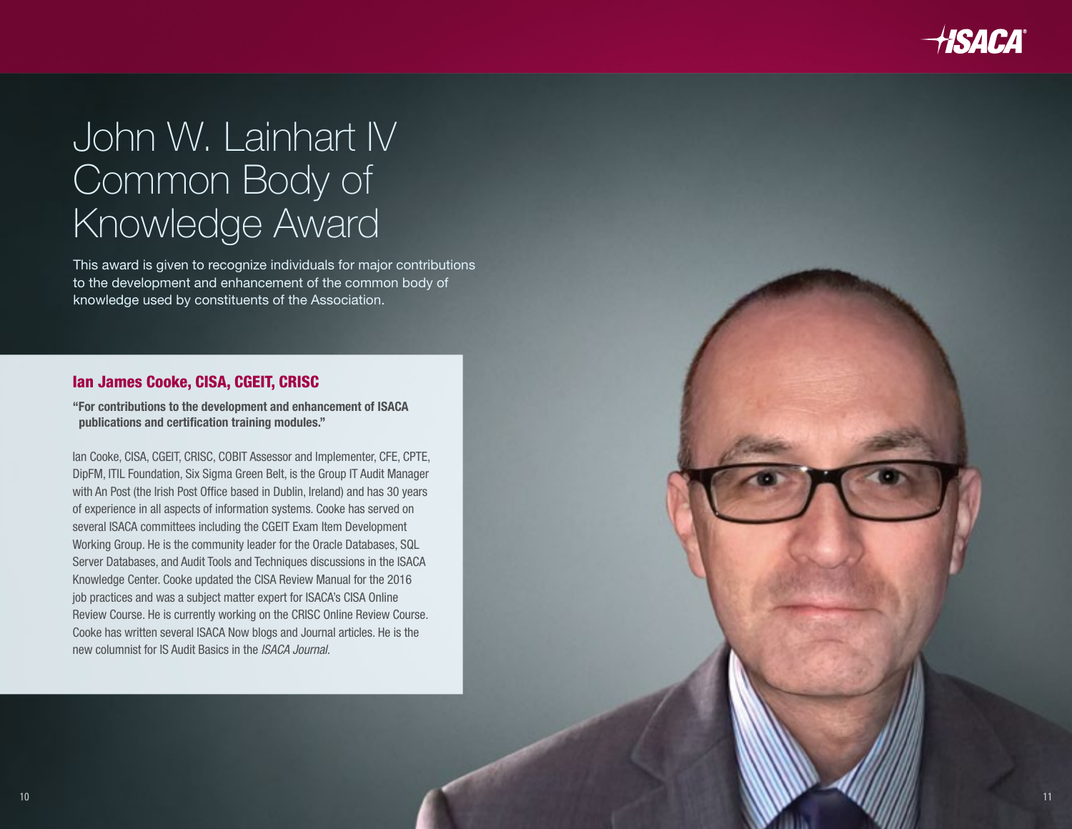# John W. Lainhart IV Common Body of Knowledge Award

This award is given to recognize individuals for major contributions to the development and enhancement of the common body of knowledge used by constituents of the Association.

## Ian James Cooke, CISA, CGEIT, CRISC

**"For contributions to the development and enhancement of ISACA publications and certification training modules."**

Ian Cooke, CISA, CGEIT, CRISC, COBIT Assessor and Implementer, CFE, CPTE, DipFM, ITIL Foundation, Six Sigma Green Belt, is the Group IT Audit Manager with An Post (the Irish Post Office based in Dublin, Ireland) and has 30 years of experience in all aspects of information systems. Cooke has served on several ISACA committees including the CGEIT Exam Item Development Working Group. He is the community leader for the Oracle Databases, SQL Server Databases, and Audit Tools and Techniques discussions in the ISACA Knowledge Center. Cooke updated the CISA Review Manual for the 2016 job practices and was a subject matter expert for ISACA's CISA Online Review Course. He is currently working on the CRISC Online Review Course. Cooke has written several ISACA Now blogs and Journal articles. He is the new columnist for IS Audit Basics in the *ISACA Journal*.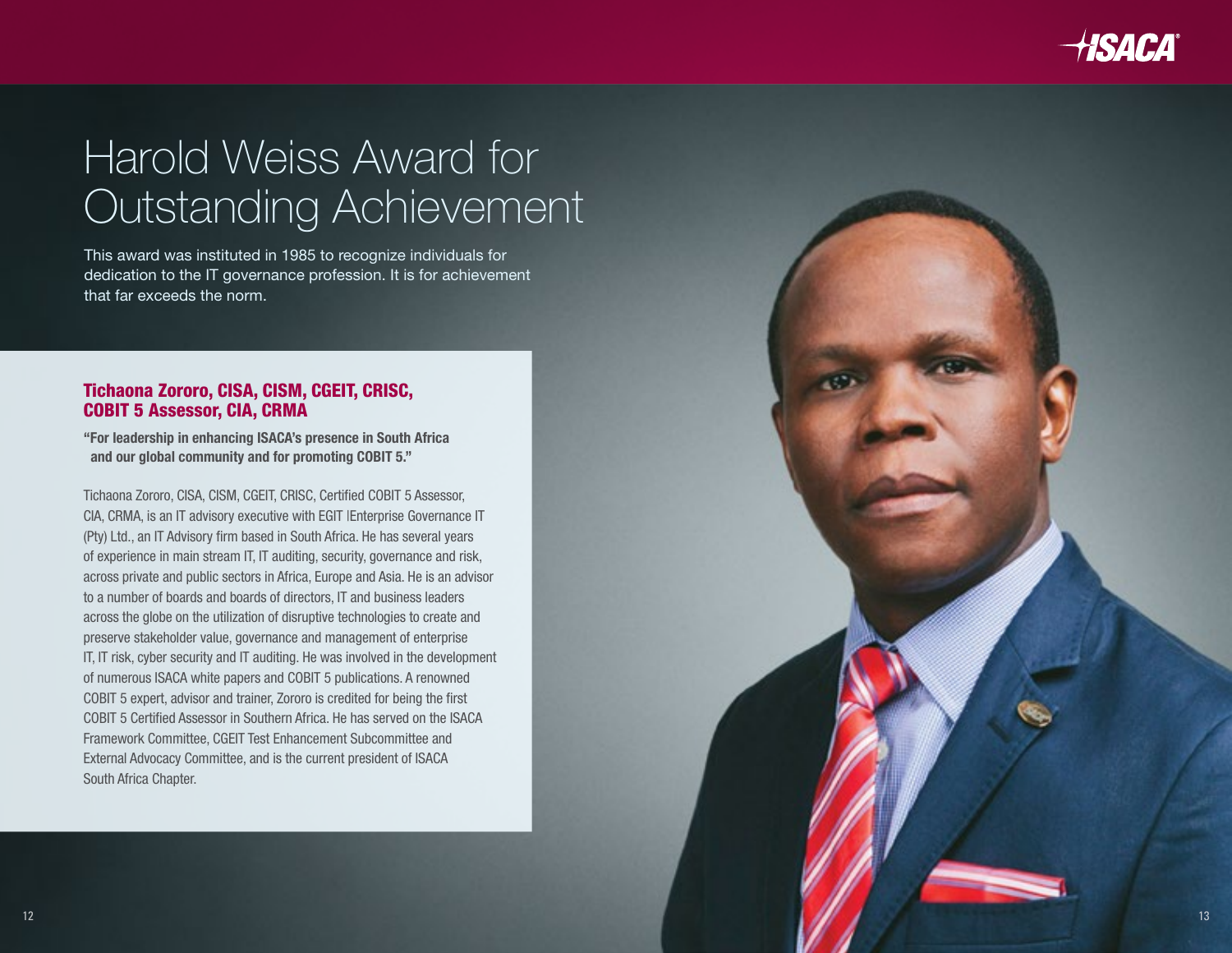# Harold Weiss Award for Outstanding Achievement

This award was instituted in 1985 to recognize individuals for dedication to the IT governance profession. It is for achievement that far exceeds the norm.

## Tichaona Zororo, CISA, CISM, CGEIT, CRISC, COBIT 5 Assessor, CIA, CRMA

**"For leadership in enhancing ISACA's presence in South Africa and our global community and for promoting COBIT 5."**

Tichaona Zororo, CISA, CISM, CGEIT, CRISC, Certified COBIT 5 Assessor, CIA, CRMA, is an IT advisory executive with EGIT |Enterprise Governance IT (Pty) Ltd., an IT Advisory firm based in South Africa. He has several years of experience in main stream IT, IT auditing, security, governance and risk, across private and public sectors in Africa, Europe and Asia. He is an advisor to a number of boards and boards of directors, IT and business leaders across the globe on the utilization of disruptive technologies to create and preserve stakeholder value, governance and management of enterprise IT, IT risk, cyber security and IT auditing. He was involved in the development of numerous ISACA white papers and COBIT 5 publications. A renowned COBIT 5 expert, advisor and trainer, Zororo is credited for being the first COBIT 5 Certified Assessor in Southern Africa. He has served on the ISACA Framework Committee, CGEIT Test Enhancement Subcommittee and External Advocacy Committee, and is the current president of ISACA South Africa Chapter.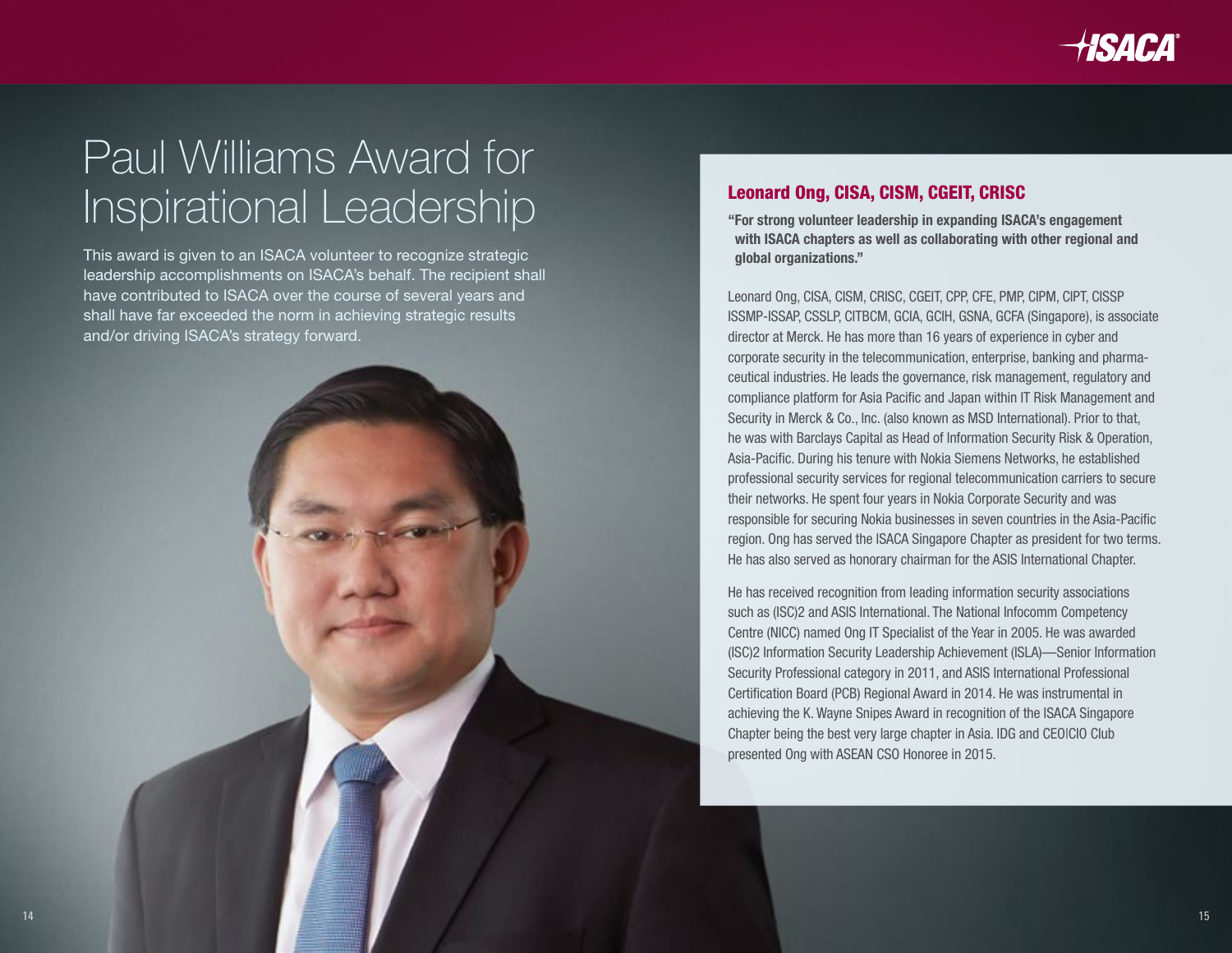# Paul Williams Award for Inspirational Leadership

This award is given to an ISACA volunteer to recognize strategic leadership accomplishments on ISACA's behalf. The recipient shall have contributed to ISACA over the course of several years and shall have far exceeded the norm in achieving strategic results and/or driving ISACA's strategy forward.

## Leonard Ong, CISA, CISM, CGEIT, CRISC

**"For strong volunteer leadership in expanding ISACA's engagement with ISACA chapters as well as collaborating with other regional and global organizations."**

Leonard Ong, CISA, CISM, CRISC, CGEIT, CPP, CFE, PMP, CIPM, CIPT, CISSP ISSMP-ISSAP, CSSLP, CITBCM, GCIA, GCIH, GSNA, GCFA (Singapore), is associate director at Merck. He has more than 16 years of experience in cyber and corporate security in the telecommunication, enterprise, banking and pharmaceutical industries. He leads the governance, risk management, regulatory and compliance platform for Asia Pacific and Japan within IT Risk Management and Security in Merck & Co., Inc. (also known as MSD International). Prior to that, he was with Barclays Capital as Head of Information Security Risk & Operation, Asia-Pacific. During his tenure with Nokia Siemens Networks, he established professional security services for regional telecommunication carriers to secure their networks. He spent four years in Nokia Corporate Security and was responsible for securing Nokia businesses in seven countries in the Asia-Pacific region. Ong has served the ISACA Singapore Chapter as president for two terms. He has also served as honorary chairman for the ASIS International Chapter.

He has received recognition from leading information security associations such as (ISC)2 and ASIS International. The National Infocomm Competency Centre (NICC) named Ong IT Specialist of the Year in 2005. He was awarded (ISC)2 Information Security Leadership Achievement (ISLA)—Senior Information Security Professional category in 2011, and ASIS International Professional Certification Board (PCB) Regional Award in 2014. He was instrumental in achieving the K. Wayne Snipes Award in recognition of the ISACA Singapore Chapter being the best very large chapter in Asia. IDG and CEO|CIO Club presented Ong with ASEAN CSO Honoree in 2015.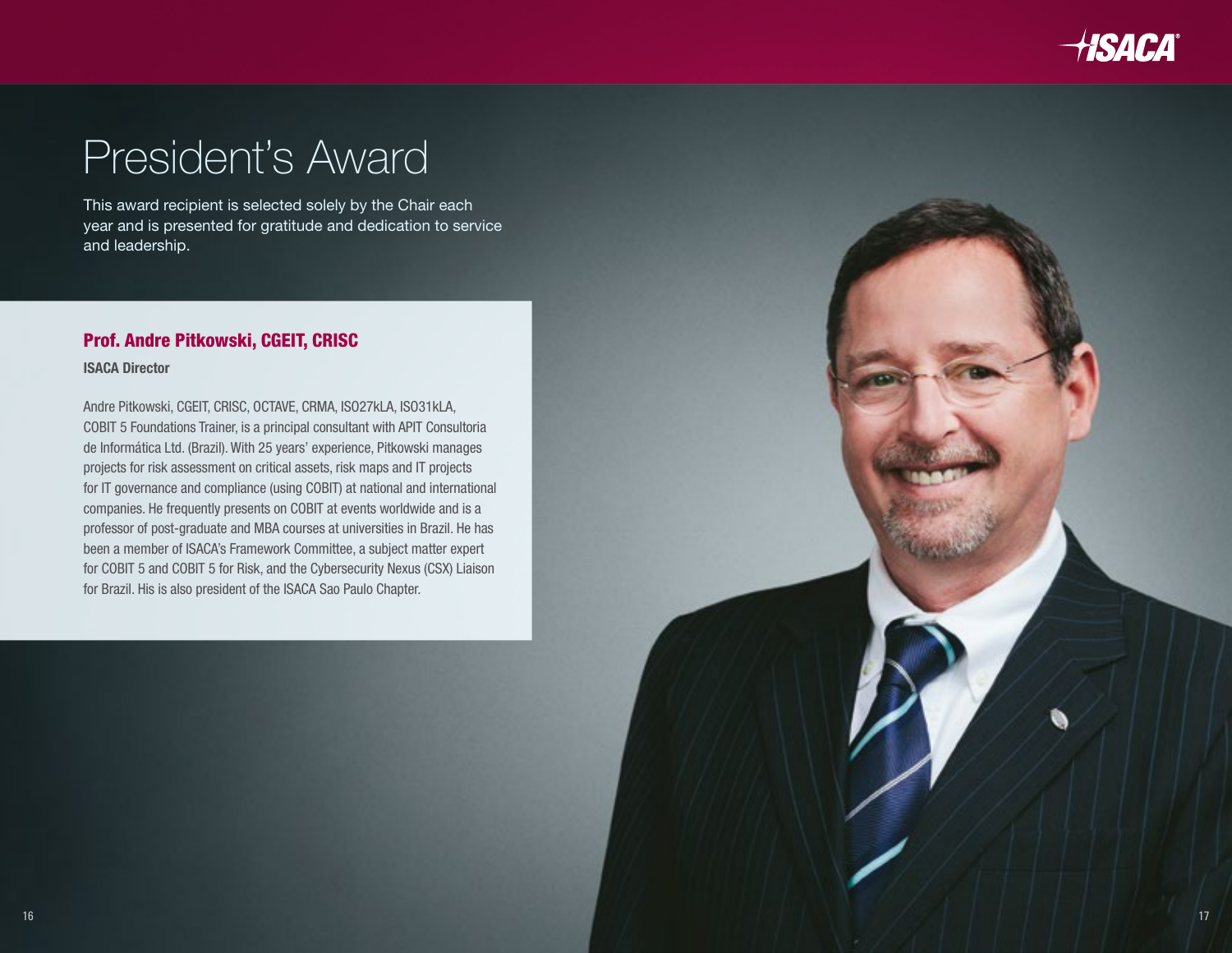# President's Award

This award recipient is selected solely by the Chair each year and is presented for gratitude and dedication to service and leadership.

## Prof. Andre Pitkowski, CGEIT, CRISC

**ISACA Director**

Andre Pitkowski, CGEIT, CRISC, OCTAVE, CRMA, ISO27kLA, ISO31kLA, COBIT 5 Foundations Trainer, is a principal consultant with APIT Consultoria de Informática Ltd. (Brazil). With 25 years' experience, Pitkowski manages projects for risk assessment on critical assets, risk maps and IT projects for IT governance and compliance (using COBIT) at national and international companies. He frequently presents on COBIT at events worldwide and is a professor of post-graduate and MBA courses at universities in Brazil. He has been a member of ISACA's Framework Committee, a subject matter expert for COBIT 5 and COBIT 5 for Risk, and the Cybersecurity Nexus (CSX) Liaison for Brazil. His is also president of the ISACA Sao Paulo Chapter.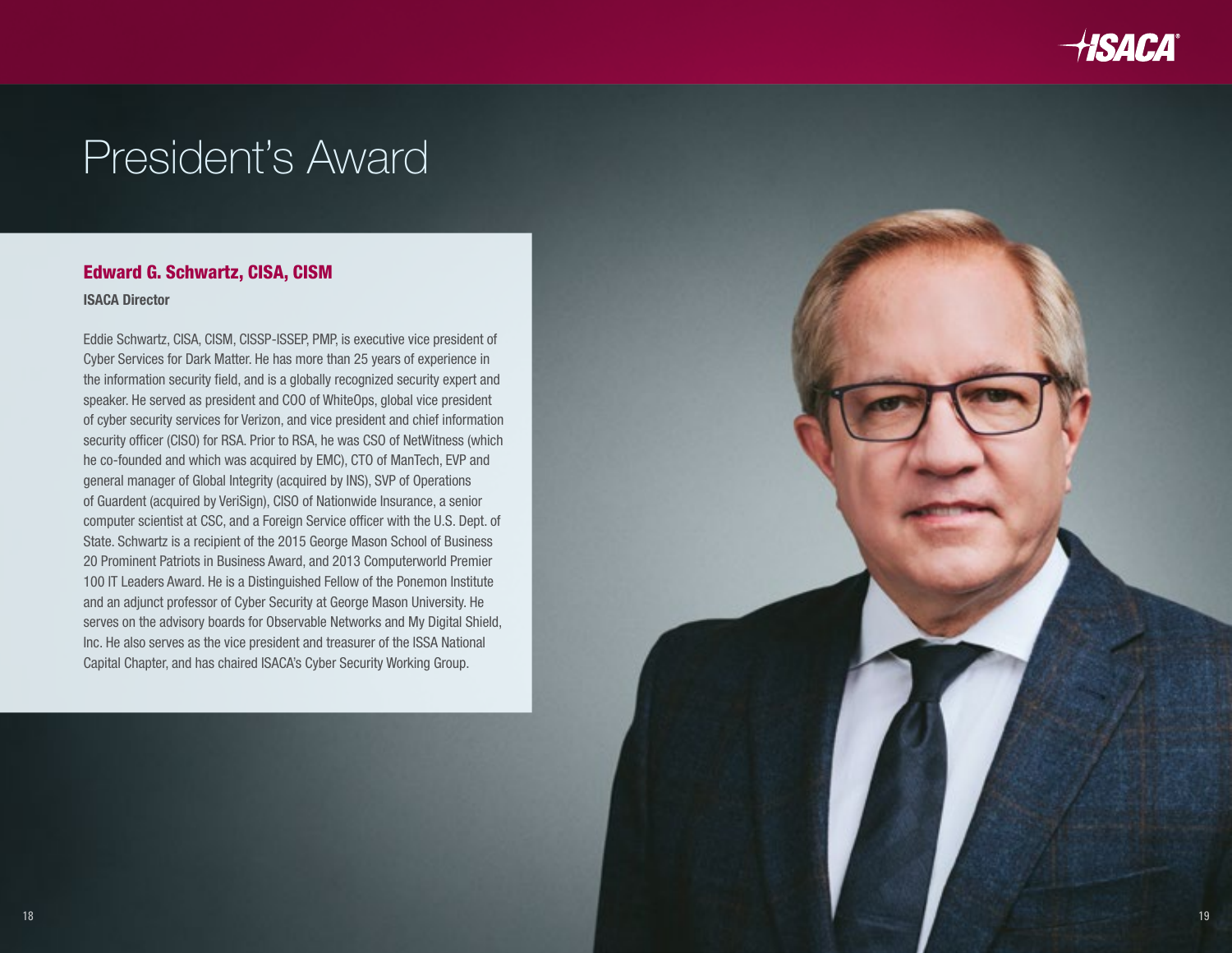# President's Award

## Edward G. Schwartz, CISA, CISM

**ISACA Director**

Eddie Schwartz, CISA, CISM, CISSP-ISSEP, PMP, is executive vice president of Cyber Services for Dark Matter. He has more than 25 years of experience in the information security field, and is a globally recognized security expert and speaker. He served as president and COO of WhiteOps, global vice president of cyber security services for Verizon, and vice president and chief information security officer (CISO) for RSA. Prior to RSA, he was CSO of NetWitness (which he co-founded and which was acquired by EMC), CTO of ManTech, EVP and general manager of Global Integrity (acquired by INS), SVP of Operations of Guardent (acquired by VeriSign), CISO of Nationwide Insurance, a senior computer scientist at CSC, and a Foreign Service officer with the U.S. Dept. of State. Schwartz is a recipient of the 2015 George Mason School of Business 20 Prominent Patriots in Business Award, and 2013 Computerworld Premier 100 IT Leaders Award. He is a Distinguished Fellow of the Ponemon Institute and an adjunct professor of Cyber Security at George Mason University. He serves on the advisory boards for Observable Networks and My Digital Shield, Inc. He also serves as the vice president and treasurer of the ISSA National Capital Chapter, and has chaired ISACA's Cyber Security Working Group.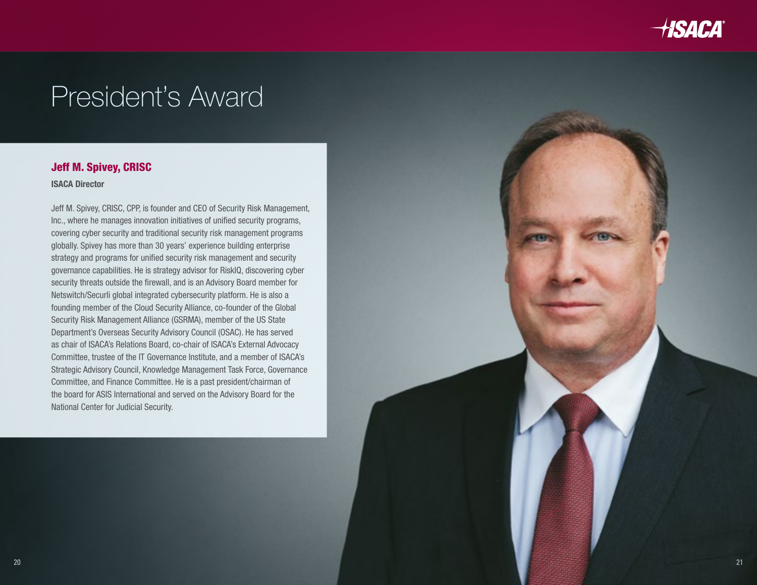# President's Award

### Jeff M. Spivey, CRISC

**ISACA Director**

Jeff M. Spivey, CRISC, CPP, is founder and CEO of Security Risk Management, Inc., where he manages innovation initiatives of unified security programs, covering cyber security and traditional security risk management programs globally. Spivey has more than 30 years' experience building enterprise strategy and programs for unified security risk management and security governance capabilities. He is strategy advisor for RiskIQ, discovering cyber security threats outside the firewall, and is an Advisory Board member for Netswitch/Securli global integrated cybersecurity platform. He is also a founding member of the Cloud Security Alliance, co-founder of the Global Security Risk Management Alliance (GSRMA), member of the US State Department's Overseas Security Advisory Council (OSAC). He has served as chair of ISACA's Relations Board, co-chair of ISACA's External Advocacy Committee, trustee of the IT Governance Institute, and a member of ISACA's Strategic Advisory Council, Knowledge Management Task Force, Governance Committee, and Finance Committee. He is a past president/chairman of the board for ASIS International and served on the Advisory Board for the National Center for Judicial Security.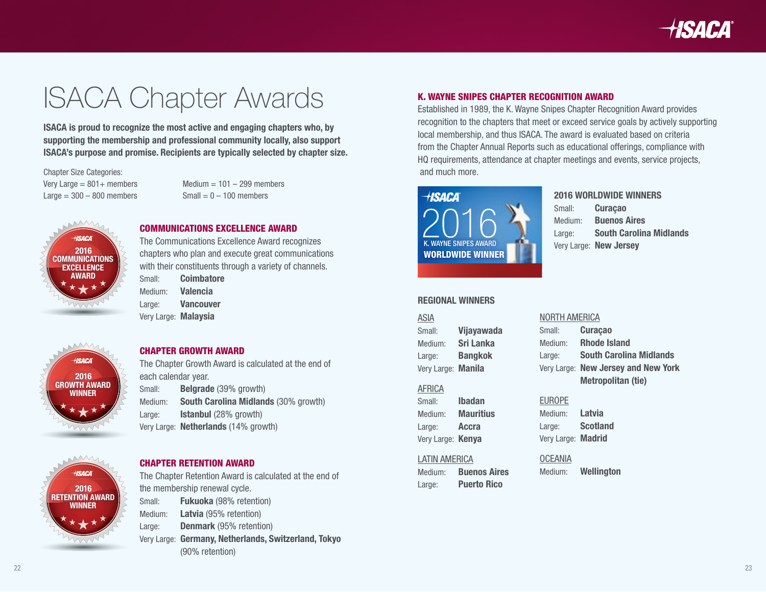# ISACA Chapter Awards

**ISACA is proud to recognize the most active and engaging chapters who, by supporting the membership and professional community locally, also support ISACA's purpose and promise. Recipients are typically selected by chapter size.**

Chapter Size Categories:
Very Large = 801+ members
Large = 300 – 800 members
Medium = 101 – 299 members
Small = 0 – 100 members

## COMMUNICATIONS EXCELLENCE AWARD

The Communications Excellence Award recognizes chapters who plan and execute great communications with their constituents through a variety of channels.

Small: **Coimbatore**
Medium: **Valencia**
Large: **Vancouver**
Very Large: **Malaysia**

## CHAPTER GROWTH AWARD

The Chapter Growth Award is calculated at the end of each calendar year.

Small: **Belgrade** (39% growth)
Medium: **South Carolina Midlands** (30% growth)
Large: **Istanbul** (28% growth)
Very Large: **Netherlands** (14% growth)

## CHAPTER RETENTION AWARD

The Chapter Retention Award is calculated at the end of the membership renewal cycle.

Small: **Fukuoka** (98% retention)
Medium: **Latvia** (95% retention)
Large: **Denmark** (95% retention)
Very Large: **Germany, Netherlands, Switzerland, Tokyo** (90% retention)

## K. WAYNE SNIPES CHAPTER RECOGNITION AWARD

Established in 1989, the K. Wayne Snipes Chapter Recognition Award provides recognition to the chapters that meet or exceed service goals by actively supporting local membership, and thus ISACA. The award is evaluated based on criteria from the Chapter Annual Reports such as educational offerings, compliance with HQ requirements, attendance at chapter meetings and events, service projects, and much more.

### 2016 WORLDWIDE WINNERS

Small: **Curaçao**
Medium: **Buenos Aires**
Large: **South Carolina Midlands**
Very Large: **New Jersey**

### REGIONAL WINNERS

ASIA
Small: **Vijayawada**
Medium: **Sri Lanka**
Large: **Bangkok**
Very Large: **Manila**

AFRICA
Small: **Ibadan**
Medium: **Mauritius**
Large: **Accra**
Very Large: **Kenya**

LATIN AMERICA
Medium: **Buenos Aires**
Large: **Puerto Rico**

NORTH AMERICA
Small: **Curaçao**
Medium: **Rhode Island**
Large: **South Carolina Midlands**
Very Large: **New Jersey and New York Metropolitan (tie)**

EUROPE
Medium: **Latvia**
Large: **Scotland**
Very Large: **Madrid**

OCEANIA
Medium: **Wellington**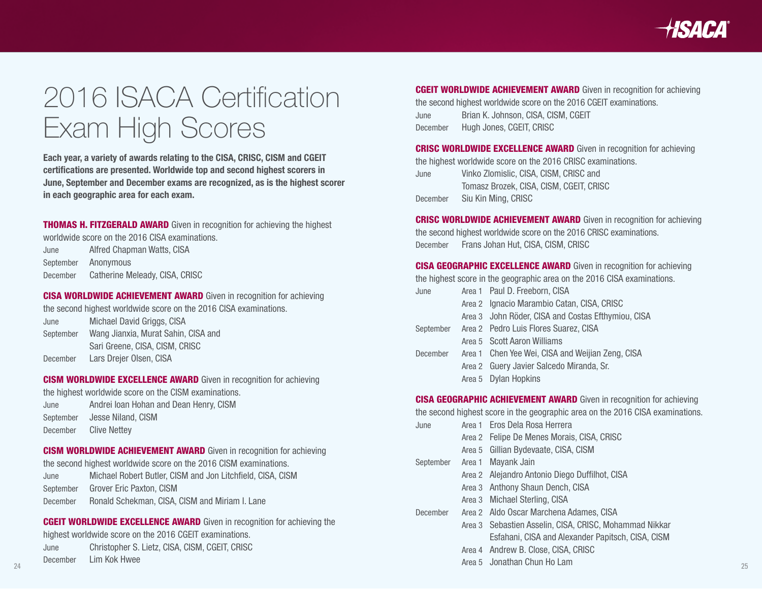# 2016 ISACA Certification Exam High Scores

**Each year, a variety of awards relating to the CISA, CRISC, CISM and CGEIT certifications are presented. Worldwide top and second highest scorers in June, September and December exams are recognized, as is the highest scorer in each geographic area for each exam.**

**THOMAS H. FITZGERALD AWARD** Given in recognition for achieving the highest worldwide score on the 2016 CISA examinations.

| | |
|---|---|
| June | Alfred Chapman Watts, CISA |
| September | Anonymous |
| December | Catherine Meleady, CISA, CRISC |

**CISA WORLDWIDE ACHIEVEMENT AWARD** Given in recognition for achieving the second highest worldwide score on the 2016 CISA examinations.

| | |
|---|---|
| June | Michael David Griggs, CISA |
| September | Wang Jianxia, Murat Sahin, CISA and Sari Greene, CISA, CISM, CRISC |
| December | Lars Drejer Olsen, CISA |

**CISM WORLDWIDE EXCELLENCE AWARD** Given in recognition for achieving the highest worldwide score on the CISM examinations.

| | |
|---|---|
| June | Andrei Ioan Hohan and Dean Henry, CISM |
| September | Jesse Niland, CISM |
| December | Clive Nettey |

**CISM WORLDWIDE ACHIEVEMENT AWARD** Given in recognition for achieving the second highest worldwide score on the 2016 CISM examinations.

| | |
|---|---|
| June | Michael Robert Butler, CISM and Jon Litchfield, CISA, CISM |
| September | Grover Eric Paxton, CISM |
| December | Ronald Schekman, CISA, CISM and Miriam I. Lane |

**CGEIT WORLDWIDE EXCELLENCE AWARD** Given in recognition for achieving the highest worldwide score on the 2016 CGEIT examinations.

| | |
|---|---|
| June | Christopher S. Lietz, CISA, CISM, CGEIT, CRISC |
| December | Lim Kok Hwee |

**CGEIT WORLDWIDE ACHIEVEMENT AWARD** Given in recognition for achieving the second highest worldwide score on the 2016 CGEIT examinations.

| | |
|---|---|
| June | Brian K. Johnson, CISA, CISM, CGEIT |
| December | Hugh Jones, CGEIT, CRISC |

**CRISC WORLDWIDE EXCELLENCE AWARD** Given in recognition for achieving the highest worldwide score on the 2016 CRISC examinations.

| | |
|---|---|
| June | Vinko Zlomislic, CISA, CISM, CRISC and Tomasz Brozek, CISA, CISM, CGEIT, CRISC |
| December | Siu Kin Ming, CRISC |

**CRISC WORLDWIDE ACHIEVEMENT AWARD** Given in recognition for achieving the second highest worldwide score on the 2016 CRISC examinations.

| | |
|---|---|
| December | Frans Johan Hut, CISA, CISM, CRISC |

**CISA GEOGRAPHIC EXCELLENCE AWARD** Given in recognition for achieving the highest score in the geographic area on the 2016 CISA examinations.

| | | |
|---|---|---|
| June | Area 1 | Paul D. Freeborn, CISA |
| | Area 2 | Ignacio Marambio Catan, CISA, CRISC |
| | Area 3 | John Röder, CISA and Costas Efthymiou, CISA |
| September | Area 2 | Pedro Luis Flores Suarez, CISA |
| | Area 5 | Scott Aaron Williams |
| December | Area 1 | Chen Yee Wei, CISA and Weijian Zeng, CISA |
| | Area 2 | Guery Javier Salcedo Miranda, Sr. |
| | Area 5 | Dylan Hopkins |

**CISA GEOGRAPHIC ACHIEVEMENT AWARD** Given in recognition for achieving the second highest score in the geographic area on the 2016 CISA examinations.

| | | |
|---|---|---|
| June | Area 1 | Eros Dela Rosa Herrera |
| | Area 2 | Felipe De Menes Morais, CISA, CRISC |
| | Area 5 | Gillian Bydevaate, CISA, CISM |
| September | Area 1 | Mayank Jain |
| | Area 2 | Alejandro Antonio Diego Duffilhot, CISA |
| | Area 3 | Anthony Shaun Dench, CISA |
| | Area 3 | Michael Sterling, CISA |
| December | Area 2 | Aldo Oscar Marchena Adames, CISA |
| | Area 3 | Sebastien Asselin, CISA, CRISC, Mohammad Nikkar Esfahani, CISA and Alexander Papitsch, CISA, CISM |
| | Area 4 | Andrew B. Close, CISA, CRISC |
| | Area 5 | Jonathan Chun Ho Lam |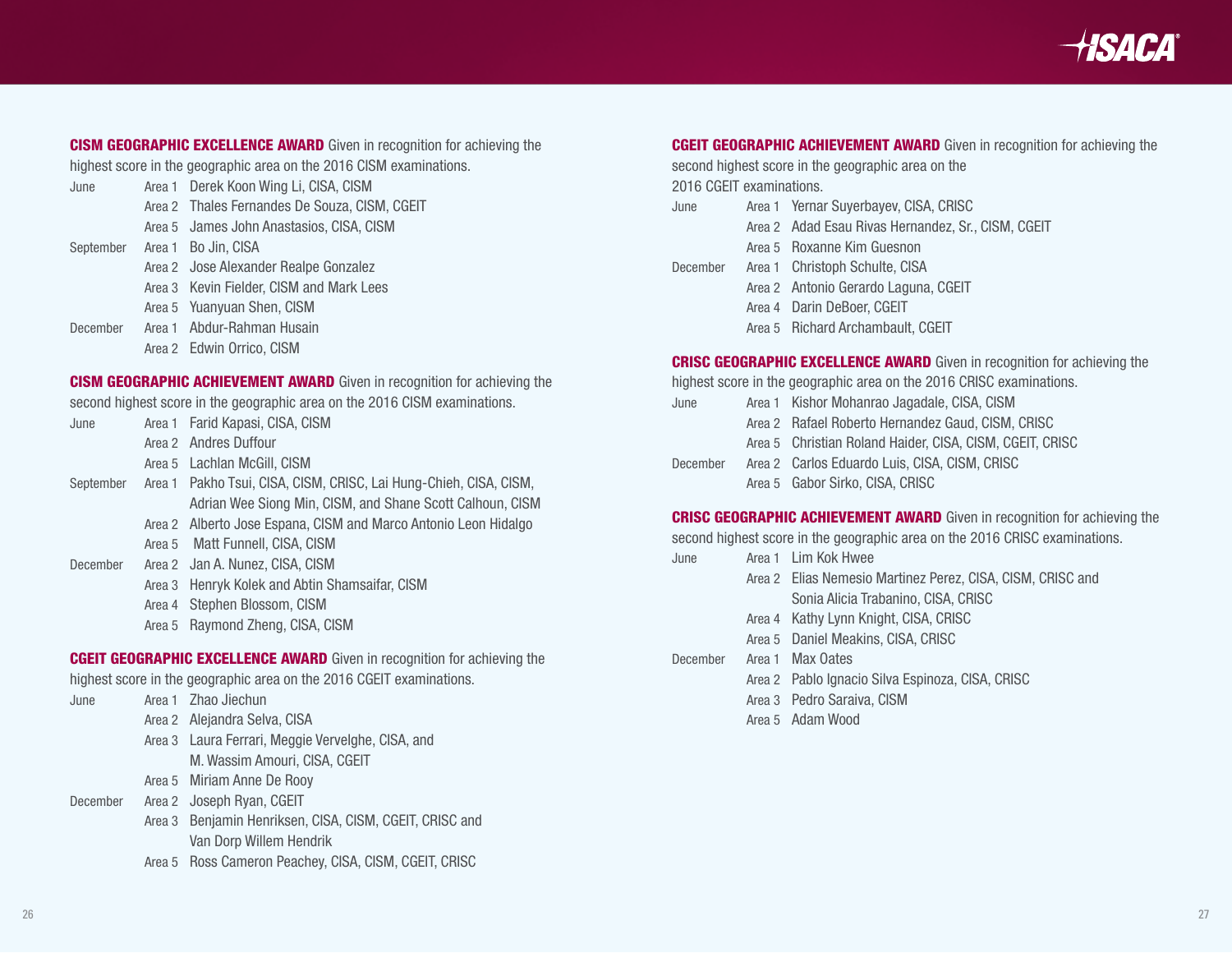**CISM GEOGRAPHIC EXCELLENCE AWARD** Given in recognition for achieving the highest score in the geographic area on the 2016 CISM examinations.

| | | |
|---|---|---|
| June | Area 1 | Derek Koon Wing Li, CISA, CISM |
| | Area 2 | Thales Fernandes De Souza, CISM, CGEIT |
| | Area 5 | James John Anastasios, CISA, CISM |
| September | Area 1 | Bo Jin, CISA |
| | Area 2 | Jose Alexander Realpe Gonzalez |
| | Area 3 | Kevin Fielder, CISM and Mark Lees |
| | Area 5 | Yuanyuan Shen, CISM |
| December | Area 1 | Abdur-Rahman Husain |
| | Area 2 | Edwin Orrico, CISM |

**CISM GEOGRAPHIC ACHIEVEMENT AWARD** Given in recognition for achieving the second highest score in the geographic area on the 2016 CISM examinations.

| | | |
|---|---|---|
| June | Area 1 | Farid Kapasi, CISA, CISM |
| | Area 2 | Andres Duffour |
| | Area 5 | Lachlan McGill, CISM |
| September | Area 1 | Pakho Tsui, CISA, CISM, CRISC, Lai Hung-Chieh, CISA, CISM, Adrian Wee Siong Min, CISM, and Shane Scott Calhoun, CISM |
| | Area 2 | Alberto Jose Espana, CISM and Marco Antonio Leon Hidalgo |
| | Area 5 | Matt Funnell, CISA, CISM |
| December | Area 2 | Jan A. Nunez, CISA, CISM |
| | Area 3 | Henryk Kolek and Abtin Shamsaifar, CISM |
| | Area 4 | Stephen Blossom, CISM |
| | Area 5 | Raymond Zheng, CISA, CISM |

**CGEIT GEOGRAPHIC EXCELLENCE AWARD** Given in recognition for achieving the highest score in the geographic area on the 2016 CGEIT examinations.

| | | |
|---|---|---|
| June | Area 1 | Zhao Jiechun |
| | Area 2 | Alejandra Selva, CISA |
| | Area 3 | Laura Ferrari, Meggie Vervelghe, CISA, and M. Wassim Amouri, CISA, CGEIT |
| | Area 5 | Miriam Anne De Rooy |
| December | Area 2 | Joseph Ryan, CGEIT |
| | Area 3 | Benjamin Henriksen, CISA, CISM, CGEIT, CRISC and Van Dorp Willem Hendrik |
| | Area 5 | Ross Cameron Peachey, CISA, CISM, CGEIT, CRISC |

**CGEIT GEOGRAPHIC ACHIEVEMENT AWARD** Given in recognition for achieving the second highest score in the geographic area on the 2016 CGEIT examinations.

| | | |
|---|---|---|
| June | Area 1 | Yernar Suyerbayev, CISA, CRISC |
| | Area 2 | Adad Esau Rivas Hernandez, Sr., CISM, CGEIT |
| | Area 5 | Roxanne Kim Guesnon |
| December | Area 1 | Christoph Schulte, CISA |
| | Area 2 | Antonio Gerardo Laguna, CGEIT |
| | Area 4 | Darin DeBoer, CGEIT |
| | Area 5 | Richard Archambault, CGEIT |

**CRISC GEOGRAPHIC EXCELLENCE AWARD** Given in recognition for achieving the highest score in the geographic area on the 2016 CRISC examinations.

| | | |
|---|---|---|
| June | Area 1 | Kishor Mohanrao Jagadale, CISA, CISM |
| | Area 2 | Rafael Roberto Hernandez Gaud, CISM, CRISC |
| | Area 5 | Christian Roland Haider, CISA, CISM, CGEIT, CRISC |
| December | Area 2 | Carlos Eduardo Luis, CISA, CISM, CRISC |
| | Area 5 | Gabor Sirko, CISA, CRISC |

**CRISC GEOGRAPHIC ACHIEVEMENT AWARD** Given in recognition for achieving the second highest score in the geographic area on the 2016 CRISC examinations.

| | | |
|---|---|---|
| June | Area 1 | Lim Kok Hwee |
| | Area 2 | Elias Nemesio Martinez Perez, CISA, CISM, CRISC and Sonia Alicia Trabanino, CISA, CRISC |
| | Area 4 | Kathy Lynn Knight, CISA, CRISC |
| | Area 5 | Daniel Meakins, CISA, CRISC |
| December | Area 1 | Max Oates |
| | Area 2 | Pablo Ignacio Silva Espinoza, CISA, CRISC |
| | Area 3 | Pedro Saraiva, CISM |
| | Area 5 | Adam Wood |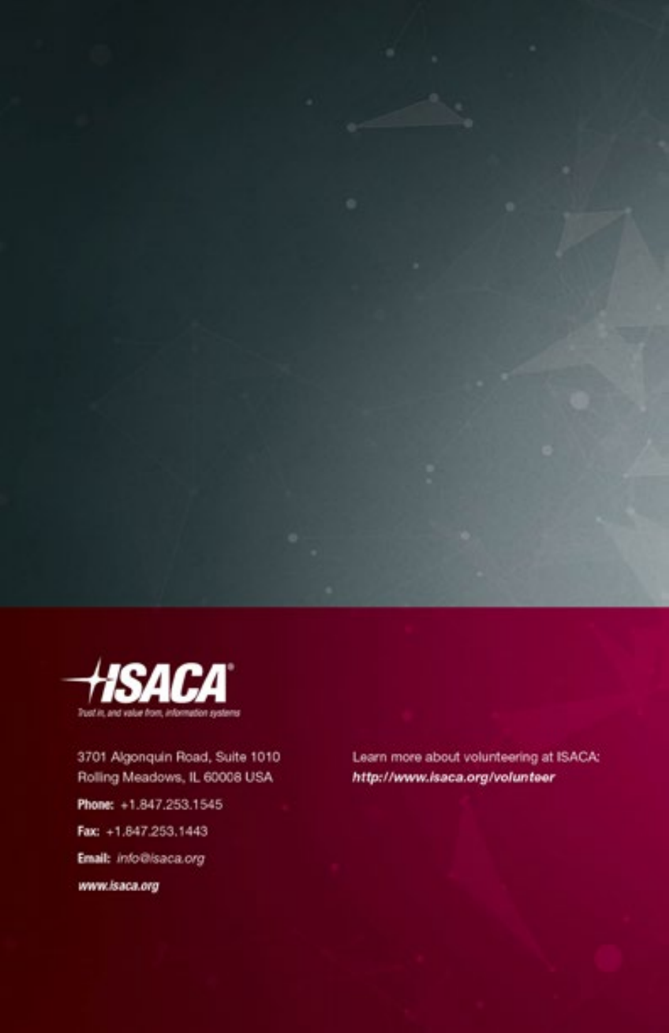ISACA®

Trust in, and value from, information systems

3701 Algonquin Road, Suite 1010
Rolling Meadows, IL 60008 USA

**Phone:** +1.847.253.1545

**Fax:** +1.847.253.1443

**Email:** *info@isaca.org*

***www.isaca.org***

Learn more about volunteering at ISACA:
***http://www.isaca.org/volunteer***